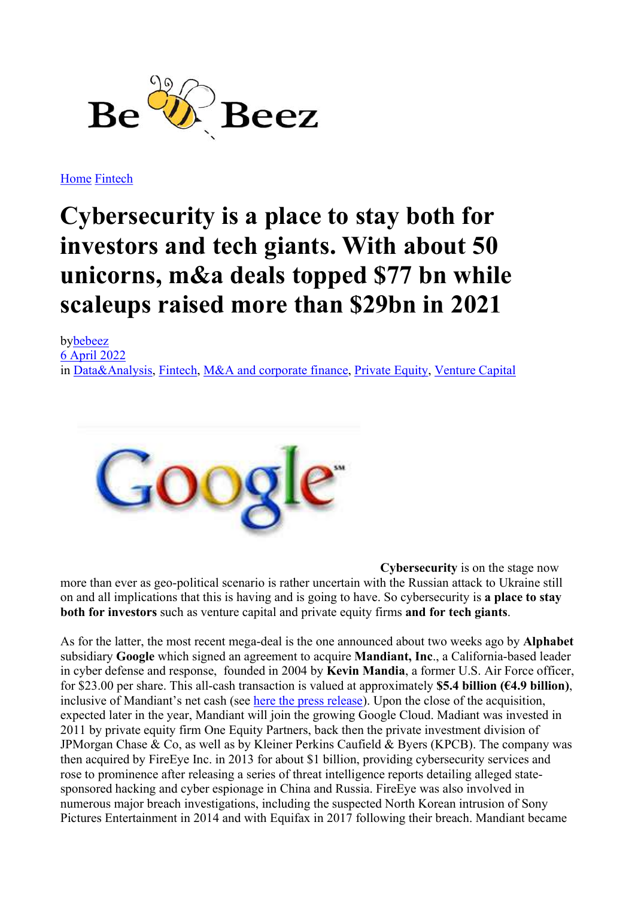[Home](#) [Fintech](#)

# Cybersecurity is a place to stay both for investors and tech giants. With about 50 unicorns, m&a deals topped $77 bn while scaleups raised more than $29bn in 2021

by[bebeez](#)
[6 April 2022](#)
in [Data&Analysis](#), [Fintech](#), [M&A and corporate finance](#), [Private Equity](#), [Venture Capital](#)

**Cybersecurity** is on the stage now more than ever as geo-political scenario is rather uncertain with the Russian attack to Ukraine still on and all implications that this is having and is going to have. So cybersecurity is **a place to stay both for investors** such as venture capital and private equity firms **and for tech giants**.

As for the latter, the most recent mega-deal is the one announced about two weeks ago by **Alphabet** subsidiary **Google** which signed an agreement to acquire **Mandiant, Inc**., a California-based leader in cyber defense and response, founded in 2004 by **Kevin Mandia**, a former U.S. Air Force officer, for $23.00 per share. This all-cash transaction is valued at approximately **$5.4 billion (€4.9 billion)**, inclusive of Mandiant's net cash (see [here the press release](#)). Upon the close of the acquisition, expected later in the year, Mandiant will join the growing Google Cloud. Madiant was invested in 2011 by private equity firm One Equity Partners, back then the private investment division of JPMorgan Chase & Co, as well as by Kleiner Perkins Caufield & Byers (KPCB). The company was then acquired by FireEye Inc. in 2013 for about $1 billion, providing cybersecurity services and rose to prominence after releasing a series of threat intelligence reports detailing alleged state-sponsored hacking and cyber espionage in China and Russia. FireEye was also involved in numerous major breach investigations, including the suspected North Korean intrusion of Sony Pictures Entertainment in 2014 and with Equifax in 2017 following their breach. Mandiant became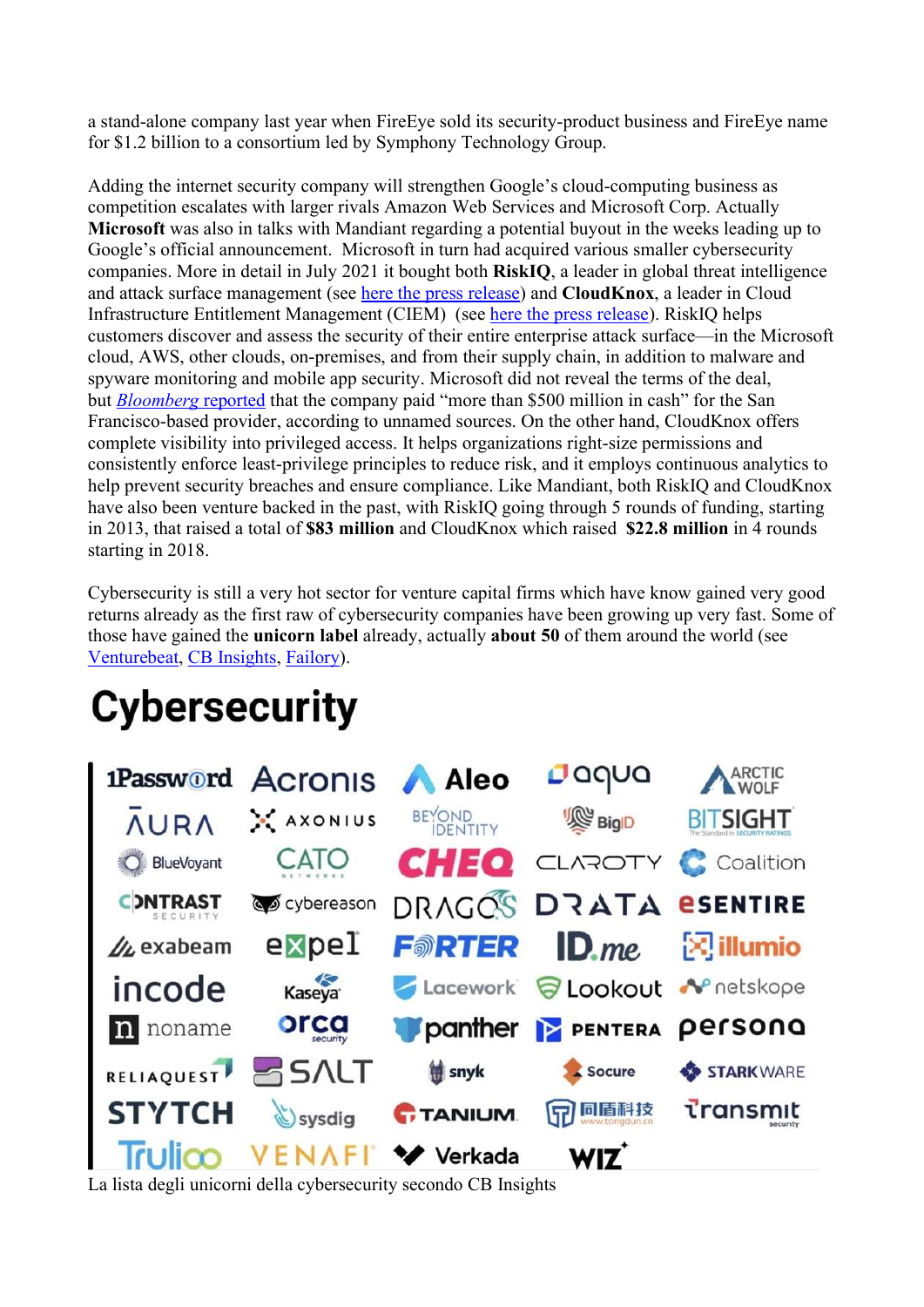a stand-alone company last year when FireEye sold its security-product business and FireEye name for $1.2 billion to a consortium led by Symphony Technology Group.

Adding the internet security company will strengthen Google's cloud-computing business as competition escalates with larger rivals Amazon Web Services and Microsoft Corp. Actually **Microsoft** was also in talks with Mandiant regarding a potential buyout in the weeks leading up to Google's official announcement. Microsoft in turn had acquired various smaller cybersecurity companies. More in detail in July 2021 it bought both **RiskIQ**, a leader in global threat intelligence and attack surface management (see here the press release) and **CloudKnox**, a leader in Cloud Infrastructure Entitlement Management (CIEM) (see here the press release). RiskIQ helps customers discover and assess the security of their entire enterprise attack surface—in the Microsoft cloud, AWS, other clouds, on-premises, and from their supply chain, in addition to malware and spyware monitoring and mobile app security. Microsoft did not reveal the terms of the deal, but *Bloomberg* reported that the company paid "more than $500 million in cash" for the San Francisco-based provider, according to unnamed sources. On the other hand, CloudKnox offers complete visibility into privileged access. It helps organizations right-size permissions and consistently enforce least-privilege principles to reduce risk, and it employs continuous analytics to help prevent security breaches and ensure compliance. Like Mandiant, both RiskIQ and CloudKnox have also been venture backed in the past, with RiskIQ going through 5 rounds of funding, starting in 2013, that raised a total of **$83 million** and CloudKnox which raised **$22.8 million** in 4 rounds starting in 2018.

Cybersecurity is still a very hot sector for venture capital firms which have know gained very good returns already as the first raw of cybersecurity companies have been growing up very fast. Some of those have gained the **unicorn label** already, actually **about 50** of them around the world (see Venturebeat, CB Insights, Failory).

La lista degli unicorni della cybersecurity secondo CB Insights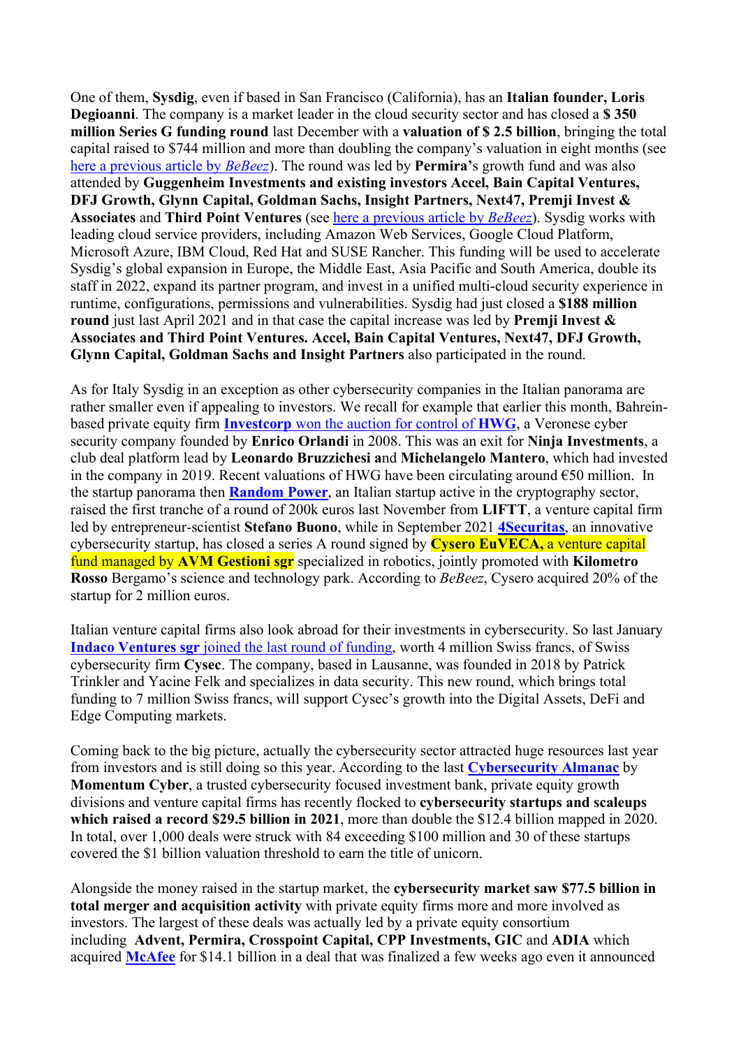One of them, **Sysdig**, even if based in San Francisco (California), has an **Italian founder, Loris Degioanni**. The company is a market leader in the cloud security sector and has closed a **$ 350 million Series G funding round** last December with a **valuation of $ 2.5 billion**, bringing the total capital raised to $744 million and more than doubling the company's valuation in eight months (see [here a previous article by *BeBeez*]()). The round was led by **Permira'**s growth fund and was also attended by **Guggenheim Investments and existing investors Accel, Bain Capital Ventures, DFJ Growth, Glynn Capital, Goldman Sachs, Insight Partners, Next47, Premji Invest & Associates** and **Third Point Ventures** (see [here a previous article by *BeBeez*]()). Sysdig works with leading cloud service providers, including Amazon Web Services, Google Cloud Platform, Microsoft Azure, IBM Cloud, Red Hat and SUSE Rancher. This funding will be used to accelerate Sysdig's global expansion in Europe, the Middle East, Asia Pacific and South America, double its staff in 2022, expand its partner program, and invest in a unified multi-cloud security experience in runtime, configurations, permissions and vulnerabilities. Sysdig had just closed a **$188 million round** just last April 2021 and in that case the capital increase was led by **Premji Invest & Associates and Third Point Ventures. Accel, Bain Capital Ventures, Next47, DFJ Growth, Glynn Capital, Goldman Sachs and Insight Partners** also participated in the round.

As for Italy Sysdig in an exception as other cybersecurity companies in the Italian panorama are rather smaller even if appealing to investors. We recall for example that earlier this month, Bahrein-based private equity firm [**Investcorp** won the auction for control of **HWG**](), a Veronese cyber security company founded by **Enrico Orlandi** in 2008. This was an exit for **Ninja Investments**, a club deal platform lead by **Leonardo Bruzzichesi a**nd **Michelangelo Mantero**, which had invested in the company in 2019. Recent valuations of HWG have been circulating around €50 million. In the startup panorama then [**Random Power**](), an Italian startup active in the cryptography sector, raised the first tranche of a round of 200k euros last November from **LIFTT**, a venture capital firm led by entrepreneur-scientist **Stefano Buono**, while in September 2021 [**4Securitas**](), an innovative cybersecurity startup, has closed a series A round signed by **Cysero EuVECA,** a venture capital fund managed by **AVM Gestioni sgr** specialized in robotics, jointly promoted with **Kilometro Rosso** Bergamo's science and technology park. According to *BeBeez*, Cysero acquired 20% of the startup for 2 million euros.

Italian venture capital firms also look abroad for their investments in cybersecurity. So last January [**Indaco Ventures sgr** joined the last round of funding](), worth 4 million Swiss francs, of Swiss cybersecurity firm **Cysec**. The company, based in Lausanne, was founded in 2018 by Patrick Trinkler and Yacine Felk and specializes in data security. This new round, which brings total funding to 7 million Swiss francs, will support Cysec's growth into the Digital Assets, DeFi and Edge Computing markets.

Coming back to the big picture, actually the cybersecurity sector attracted huge resources last year from investors and is still doing so this year. According to the last [**Cybersecurity Almanac**]() by **Momentum Cyber**, a trusted cybersecurity focused investment bank, private equity growth divisions and venture capital firms has recently flocked to **cybersecurity startups and scaleups which raised a record $29.5 billion in 2021**, more than double the $12.4 billion mapped in 2020. In total, over 1,000 deals were struck with 84 exceeding $100 million and 30 of these startups covered the $1 billion valuation threshold to earn the title of unicorn.

Alongside the money raised in the startup market, the **cybersecurity market saw $77.5 billion in total merger and acquisition activity** with private equity firms more and more involved as investors. The largest of these deals was actually led by a private equity consortium including **Advent, Permira, Crosspoint Capital, CPP Investments, GIC** and **ADIA** which acquired [**McAfee**]() for $14.1 billion in a deal that was finalized a few weeks ago even it announced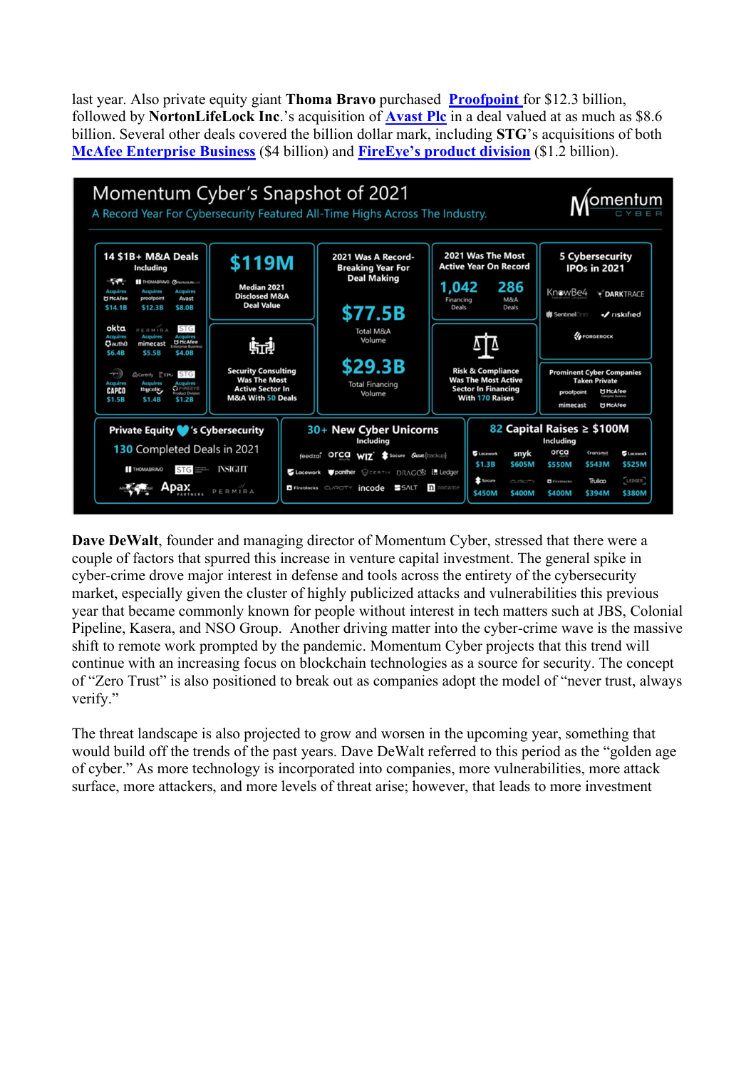last year. Also private equity giant **Thoma Bravo** purchased [**Proofpoint**]() for $12.3 billion, followed by **NortonLifeLock Inc**.'s acquisition of [**Avast Plc**]() in a deal valued at as much as $8.6 billion. Several other deals covered the billion dollar mark, including **STG**'s acquisitions of both [**McAfee Enterprise Business**]() ($4 billion) and [**FireEye's product division**]() ($1.2 billion).

Momentum Cyber's Snapshot of 2021

A Record Year For Cybersecurity Featured All-Time Highs Across The Industry.

Momentum CYBER

14 $1B+ M&A Deals Including

Acquires McAfee $14.1B

Acquires proofpoint $12.3B

Acquires Avast $8.0B

okta Acquires auth0 $6.4B

PERMIRA Acquires mimecast $5.5B

STG Acquires McAfee Enterprise Business $4.0B

Acquires CAPCO $1.5B

Centrify TPG Acquires thycotic $1.4B

STG Acquires FireEye Product Division $1.2B

$119M

Median 2021 Disclosed M&A Deal Value

Security Consulting Was The Most Active Sector In M&A With 50 Deals

2021 Was A Record-Breaking Year For Deal Making

$77.5B

Total M&A Volume

$29.3B

Total Financing Volume

2021 Was The Most Active Year On Record

1,042 Financing Deals

286 M&A Deals

Risk & Compliance Was The Most Active Sector In Financing With 170 Raises

5 Cybersecurity IPOs in 2021

KnowBe4, DARKTRACE, SentinelOne, riskified, FORGEROCK

Prominent Cyber Companies Taken Private

proofpoint, McAfee, mimecast, McAfee

Private Equity 💙's Cybersecurity

130 Completed Deals in 2021

THOMABRAVO, STG, INSIGHT, Apax PARTNERS, PERMIRA

30+ New Cyber Unicorns Including

feedzai, orca, wiz, Socure, Own (backup), Lacework, panther, CERTIK, DRAGOS, Ledger, Fireblocks, CLAROTY, incode, SALT, noname

82 Capital Raises ≥ $100M Including

Lacework $1.3B, snyk $605M, orca $550M, Transmit $543M, Lacework $525M

Socure $450M, CLAROTY $400M, Fireblocks $400M, Trulioo $394M, LEDGER $380M

**Dave DeWalt**, founder and managing director of Momentum Cyber, stressed that there were a couple of factors that spurred this increase in venture capital investment. The general spike in cyber-crime drove major interest in defense and tools across the entirety of the cybersecurity market, especially given the cluster of highly publicized attacks and vulnerabilities this previous year that became commonly known for people without interest in tech matters such at JBS, Colonial Pipeline, Kasera, and NSO Group. Another driving matter into the cyber-crime wave is the massive shift to remote work prompted by the pandemic. Momentum Cyber projects that this trend will continue with an increasing focus on blockchain technologies as a source for security. The concept of "Zero Trust" is also positioned to break out as companies adopt the model of "never trust, always verify."

The threat landscape is also projected to grow and worsen in the upcoming year, something that would build off the trends of the past years. Dave DeWalt referred to this period as the "golden age of cyber." As more technology is incorporated into companies, more vulnerabilities, more attack surface, more attackers, and more levels of threat arise; however, that leads to more investment